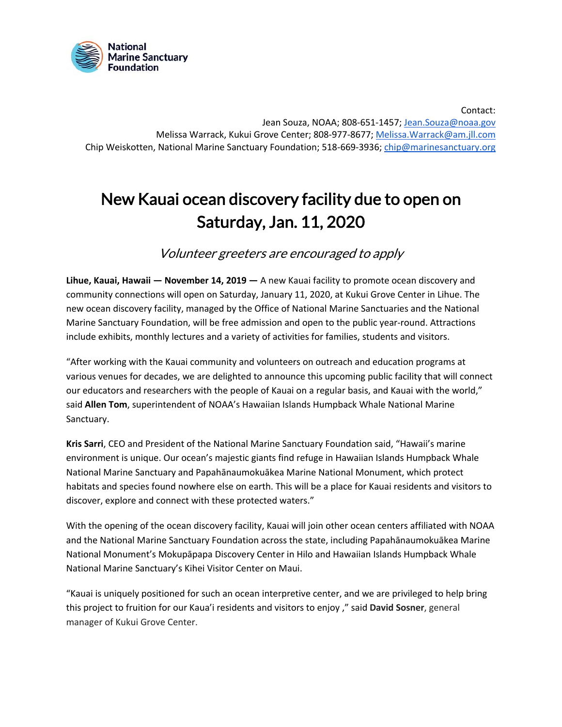National Marine Sanctuary Foundation

Contact:
Jean Souza, NOAA; 808-651-1457; Jean.Souza@noaa.gov
Melissa Warrack, Kukui Grove Center; 808-977-8677; Melissa.Warrack@am.jll.com
Chip Weiskotten, National Marine Sanctuary Foundation; 518-669-3936; chip@marinesanctuary.org

# New Kauai ocean discovery facility due to open on Saturday, Jan. 11, 2020

*Volunteer greeters are encouraged to apply*

**Lihue, Kauai, Hawaii — November 14, 2019 —** A new Kauai facility to promote ocean discovery and community connections will open on Saturday, January 11, 2020, at Kukui Grove Center in Lihue. The new ocean discovery facility, managed by the Office of National Marine Sanctuaries and the National Marine Sanctuary Foundation, will be free admission and open to the public year-round. Attractions include exhibits, monthly lectures and a variety of activities for families, students and visitors.

"After working with the Kauai community and volunteers on outreach and education programs at various venues for decades, we are delighted to announce this upcoming public facility that will connect our educators and researchers with the people of Kauai on a regular basis, and Kauai with the world," said **Allen Tom**, superintendent of NOAA's Hawaiian Islands Humpback Whale National Marine Sanctuary.

**Kris Sarri**, CEO and President of the National Marine Sanctuary Foundation said, "Hawaii's marine environment is unique. Our ocean's majestic giants find refuge in Hawaiian Islands Humpback Whale National Marine Sanctuary and Papahānaumokuākea Marine National Monument, which protect habitats and species found nowhere else on earth. This will be a place for Kauai residents and visitors to discover, explore and connect with these protected waters."

With the opening of the ocean discovery facility, Kauai will join other ocean centers affiliated with NOAA and the National Marine Sanctuary Foundation across the state, including Papahānaumokuākea Marine National Monument's Mokupāpapa Discovery Center in Hilo and Hawaiian Islands Humpback Whale National Marine Sanctuary's Kihei Visitor Center on Maui.

"Kauai is uniquely positioned for such an ocean interpretive center, and we are privileged to help bring this project to fruition for our Kaua'i residents and visitors to enjoy ," said **David Sosner**, general manager of Kukui Grove Center.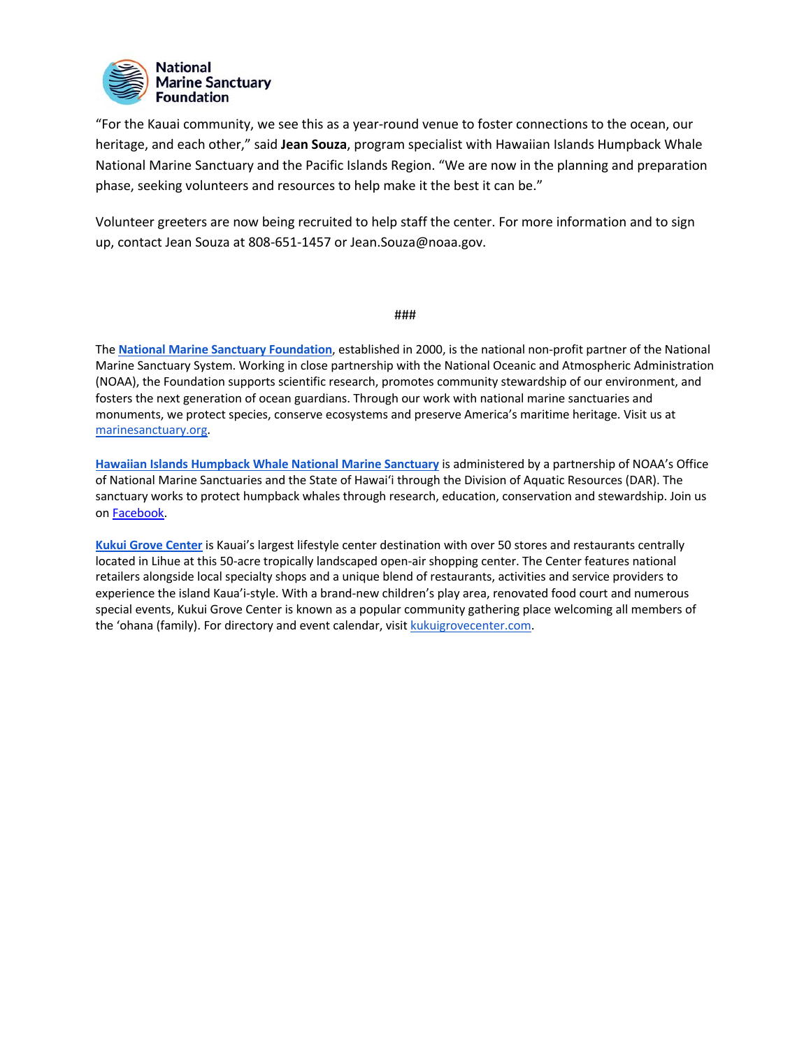“For the Kauai community, we see this as a year-round venue to foster connections to the ocean, our heritage, and each other,” said **Jean Souza**, program specialist with Hawaiian Islands Humpback Whale National Marine Sanctuary and the Pacific Islands Region. “We are now in the planning and preparation phase, seeking volunteers and resources to help make it the best it can be.”

Volunteer greeters are now being recruited to help staff the center. For more information and to sign up, contact Jean Souza at 808-651-1457 or Jean.Souza@noaa.gov.

###

The **National Marine Sanctuary Foundation**, established in 2000, is the national non-profit partner of the National Marine Sanctuary System. Working in close partnership with the National Oceanic and Atmospheric Administration (NOAA), the Foundation supports scientific research, promotes community stewardship of our environment, and fosters the next generation of ocean guardians. Through our work with national marine sanctuaries and monuments, we protect species, conserve ecosystems and preserve America’s maritime heritage. Visit us at marinesanctuary.org.

**Hawaiian Islands Humpback Whale National Marine Sanctuary** is administered by a partnership of NOAA’s Office of National Marine Sanctuaries and the State of Hawai‘i through the Division of Aquatic Resources (DAR). The sanctuary works to protect humpback whales through research, education, conservation and stewardship. Join us on Facebook.

**Kukui Grove Center** is Kauai’s largest lifestyle center destination with over 50 stores and restaurants centrally located in Lihue at this 50-acre tropically landscaped open-air shopping center. The Center features national retailers alongside local specialty shops and a unique blend of restaurants, activities and service providers to experience the island Kaua’i-style. With a brand-new children’s play area, renovated food court and numerous special events, Kukui Grove Center is known as a popular community gathering place welcoming all members of the ‘ohana (family). For directory and event calendar, visit kukuigrovecenter.com.